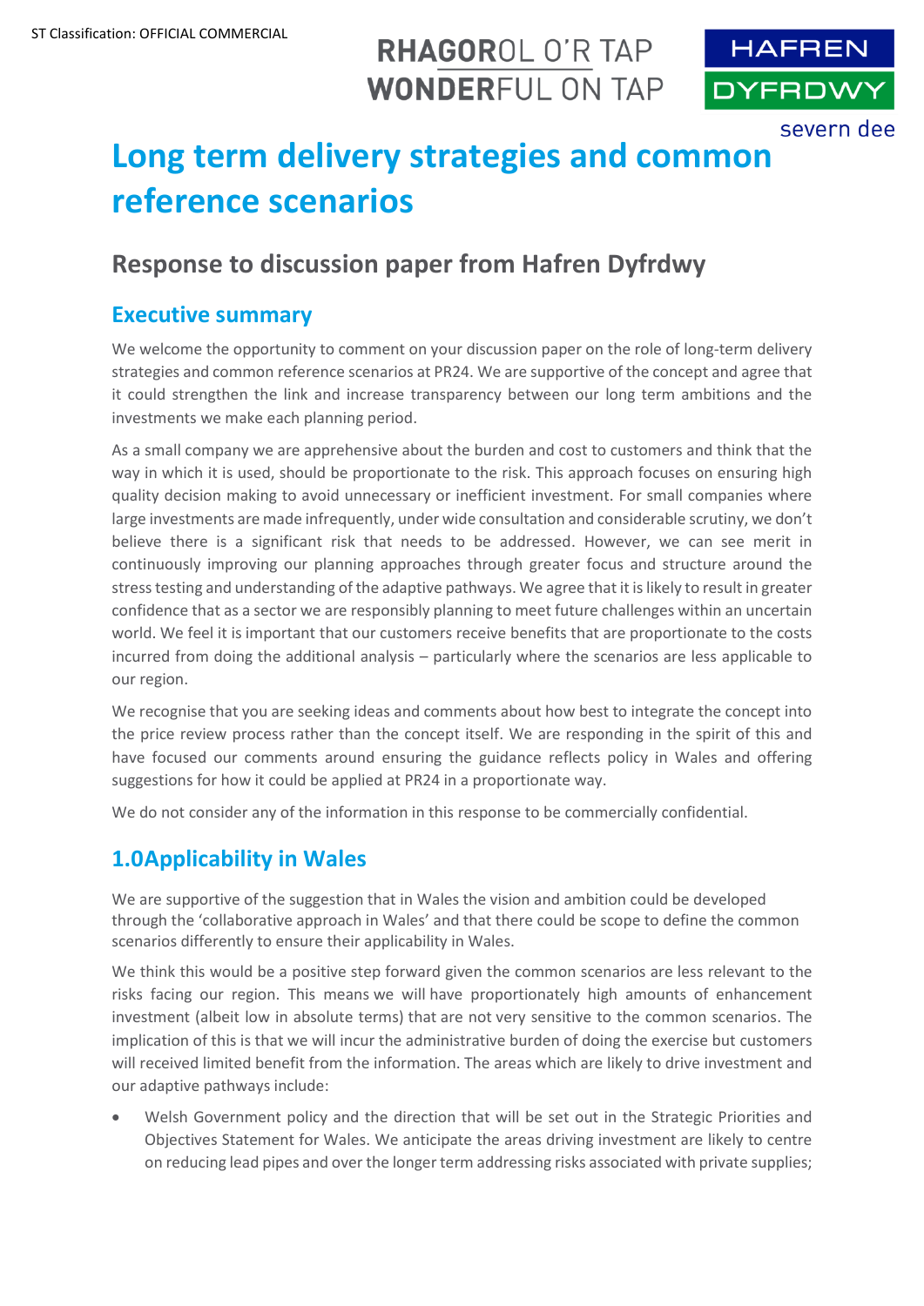ST Classification: OFFICIAL COMMERCIAL

RHAGOROL O'R TAP
WONDERFUL ON TAP

HAFREN DYFRDWY
severn dee

# Long term delivery strategies and common reference scenarios

## Response to discussion paper from Hafren Dyfrdwy

### Executive summary

We welcome the opportunity to comment on your discussion paper on the role of long-term delivery strategies and common reference scenarios at PR24. We are supportive of the concept and agree that it could strengthen the link and increase transparency between our long term ambitions and the investments we make each planning period.

As a small company we are apprehensive about the burden and cost to customers and think that the way in which it is used, should be proportionate to the risk. This approach focuses on ensuring high quality decision making to avoid unnecessary or inefficient investment. For small companies where large investments are made infrequently, under wide consultation and considerable scrutiny, we don't believe there is a significant risk that needs to be addressed. However, we can see merit in continuously improving our planning approaches through greater focus and structure around the stress testing and understanding of the adaptive pathways. We agree that it is likely to result in greater confidence that as a sector we are responsibly planning to meet future challenges within an uncertain world. We feel it is important that our customers receive benefits that are proportionate to the costs incurred from doing the additional analysis – particularly where the scenarios are less applicable to our region.

We recognise that you are seeking ideas and comments about how best to integrate the concept into the price review process rather than the concept itself. We are responding in the spirit of this and have focused our comments around ensuring the guidance reflects policy in Wales and offering suggestions for how it could be applied at PR24 in a proportionate way.

We do not consider any of the information in this response to be commercially confidential.

### 1.0Applicability in Wales

We are supportive of the suggestion that in Wales the vision and ambition could be developed through the 'collaborative approach in Wales' and that there could be scope to define the common scenarios differently to ensure their applicability in Wales.

We think this would be a positive step forward given the common scenarios are less relevant to the risks facing our region. This means we will have proportionately high amounts of enhancement investment (albeit low in absolute terms) that are not very sensitive to the common scenarios. The implication of this is that we will incur the administrative burden of doing the exercise but customers will received limited benefit from the information. The areas which are likely to drive investment and our adaptive pathways include:

- Welsh Government policy and the direction that will be set out in the Strategic Priorities and Objectives Statement for Wales. We anticipate the areas driving investment are likely to centre on reducing lead pipes and over the longer term addressing risks associated with private supplies;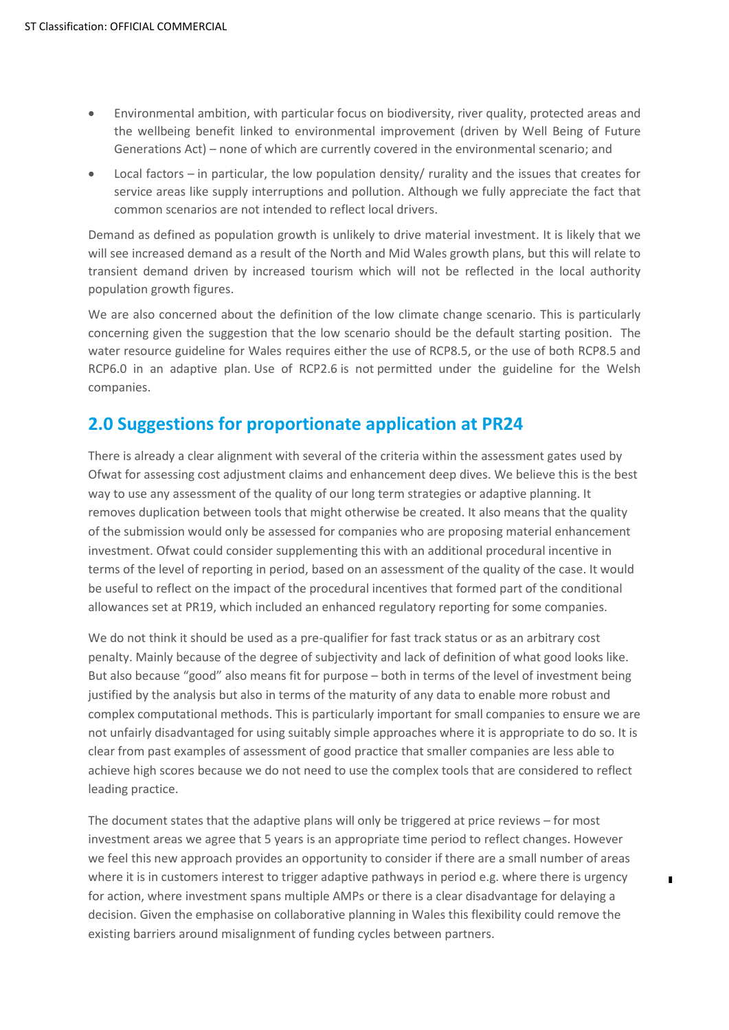- Environmental ambition, with particular focus on biodiversity, river quality, protected areas and the wellbeing benefit linked to environmental improvement (driven by Well Being of Future Generations Act) – none of which are currently covered in the environmental scenario; and
- Local factors – in particular, the low population density/ rurality and the issues that creates for service areas like supply interruptions and pollution. Although we fully appreciate the fact that common scenarios are not intended to reflect local drivers.

Demand as defined as population growth is unlikely to drive material investment. It is likely that we will see increased demand as a result of the North and Mid Wales growth plans, but this will relate to transient demand driven by increased tourism which will not be reflected in the local authority population growth figures.

We are also concerned about the definition of the low climate change scenario. This is particularly concerning given the suggestion that the low scenario should be the default starting position. The water resource guideline for Wales requires either the use of RCP8.5, or the use of both RCP8.5 and RCP6.0 in an adaptive plan. Use of RCP2.6 is not permitted under the guideline for the Welsh companies.

## 2.0 Suggestions for proportionate application at PR24

There is already a clear alignment with several of the criteria within the assessment gates used by Ofwat for assessing cost adjustment claims and enhancement deep dives. We believe this is the best way to use any assessment of the quality of our long term strategies or adaptive planning. It removes duplication between tools that might otherwise be created. It also means that the quality of the submission would only be assessed for companies who are proposing material enhancement investment. Ofwat could consider supplementing this with an additional procedural incentive in terms of the level of reporting in period, based on an assessment of the quality of the case. It would be useful to reflect on the impact of the procedural incentives that formed part of the conditional allowances set at PR19, which included an enhanced regulatory reporting for some companies.

We do not think it should be used as a pre-qualifier for fast track status or as an arbitrary cost penalty. Mainly because of the degree of subjectivity and lack of definition of what good looks like. But also because "good" also means fit for purpose – both in terms of the level of investment being justified by the analysis but also in terms of the maturity of any data to enable more robust and complex computational methods. This is particularly important for small companies to ensure we are not unfairly disadvantaged for using suitably simple approaches where it is appropriate to do so. It is clear from past examples of assessment of good practice that smaller companies are less able to achieve high scores because we do not need to use the complex tools that are considered to reflect leading practice.

The document states that the adaptive plans will only be triggered at price reviews – for most investment areas we agree that 5 years is an appropriate time period to reflect changes. However we feel this new approach provides an opportunity to consider if there are a small number of areas where it is in customers interest to trigger adaptive pathways in period e.g. where there is urgency for action, where investment spans multiple AMPs or there is a clear disadvantage for delaying a decision. Given the emphasise on collaborative planning in Wales this flexibility could remove the existing barriers around misalignment of funding cycles between partners.